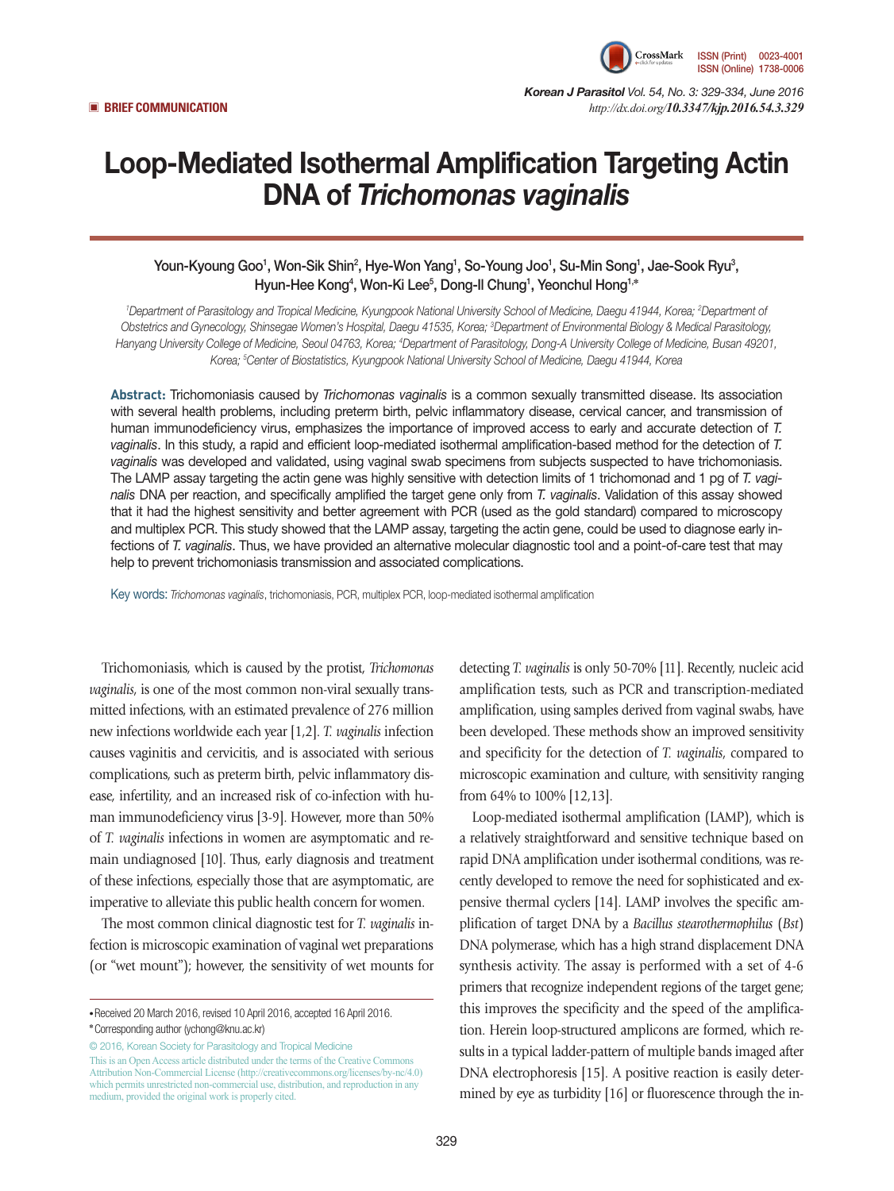■ BRIEF COMMUNICATION

# Loop-Mediated Isothermal Amplification Targeting Actin DNA of *Trichomonas vaginalis*

Youn-Kyoung Goo[1], Won-Sik Shin[2], Hye-Won Yang[1], So-Young Joo[1], Su-Min Song[1], Jae-Sook Ryu[3], Hyun-Hee Kong[4], Won-Ki Lee[5], Dong-Il Chung[1], Yeonchul Hong[1,*]

[1]Department of Parasitology and Tropical Medicine, Kyungpook National University School of Medicine, Daegu 41944, Korea; [2]Department of Obstetrics and Gynecology, Shinsegae Women's Hospital, Daegu 41535, Korea; [3]Department of Environmental Biology & Medical Parasitology, Hanyang University College of Medicine, Seoul 04763, Korea; [4]Department of Parasitology, Dong-A University College of Medicine, Busan 49201, Korea; [5]Center of Biostatistics, Kyungpook National University School of Medicine, Daegu 41944, Korea

**Abstract:** Trichomoniasis caused by *Trichomonas vaginalis* is a common sexually transmitted disease. Its association with several health problems, including preterm birth, pelvic inflammatory disease, cervical cancer, and transmission of human immunodeficiency virus, emphasizes the importance of improved access to early and accurate detection of *T. vaginalis*. In this study, a rapid and efficient loop-mediated isothermal amplification-based method for the detection of *T. vaginalis* was developed and validated, using vaginal swab specimens from subjects suspected to have trichomoniasis. The LAMP assay targeting the actin gene was highly sensitive with detection limits of 1 trichomonad and 1 pg of *T. vaginalis* DNA per reaction, and specifically amplified the target gene only from *T. vaginalis*. Validation of this assay showed that it had the highest sensitivity and better agreement with PCR (used as the gold standard) compared to microscopy and multiplex PCR. This study showed that the LAMP assay, targeting the actin gene, could be used to diagnose early infections of *T. vaginalis*. Thus, we have provided an alternative molecular diagnostic tool and a point-of-care test that may help to prevent trichomoniasis transmission and associated complications.

Key words: *Trichomonas vaginalis*, trichomoniasis, PCR, multiplex PCR, loop-mediated isothermal amplification

Trichomoniasis, which is caused by the protist, *Trichomonas vaginalis*, is one of the most common non-viral sexually transmitted infections, with an estimated prevalence of 276 million new infections worldwide each year [1,2]. *T. vaginalis* infection causes vaginitis and cervicitis, and is associated with serious complications, such as preterm birth, pelvic inflammatory disease, infertility, and an increased risk of co-infection with human immunodeficiency virus [3-9]. However, more than 50% of *T. vaginalis* infections in women are asymptomatic and remain undiagnosed [10]. Thus, early diagnosis and treatment of these infections, especially those that are asymptomatic, are imperative to alleviate this public health concern for women.

The most common clinical diagnostic test for *T. vaginalis* infection is microscopic examination of vaginal wet preparations (or "wet mount"); however, the sensitivity of wet mounts for detecting *T. vaginalis* is only 50-70% [11]. Recently, nucleic acid amplification tests, such as PCR and transcription-mediated amplification, using samples derived from vaginal swabs, have been developed. These methods show an improved sensitivity and specificity for the detection of *T. vaginalis*, compared to microscopic examination and culture, with sensitivity ranging from 64% to 100% [12,13].

Loop-mediated isothermal amplification (LAMP), which is a relatively straightforward and sensitive technique based on rapid DNA amplification under isothermal conditions, was recently developed to remove the need for sophisticated and expensive thermal cyclers [14]. LAMP involves the specific amplification of target DNA by a *Bacillus stearothermophilus* (*Bst*) DNA polymerase, which has a high strand displacement DNA synthesis activity. The assay is performed with a set of 4-6 primers that recognize independent regions of the target gene; this improves the specificity and the speed of the amplification. Herein loop-structured amplicons are formed, which results in a typical ladder-pattern of multiple bands imaged after DNA electrophoresis [15]. A positive reaction is easily determined by eye as turbidity [16] or fluorescence through the in-

• Received 20 March 2016, revised 10 April 2016, accepted 16 April 2016.
* Corresponding author (ychong@knu.ac.kr)

© 2016, Korean Society for Parasitology and Tropical Medicine
This is an Open Access article distributed under the terms of the Creative Commons Attribution Non-Commercial License (http://creativecommons.org/licenses/by-nc/4.0) which permits unrestricted non-commercial use, distribution, and reproduction in any medium, provided the original work is properly cited.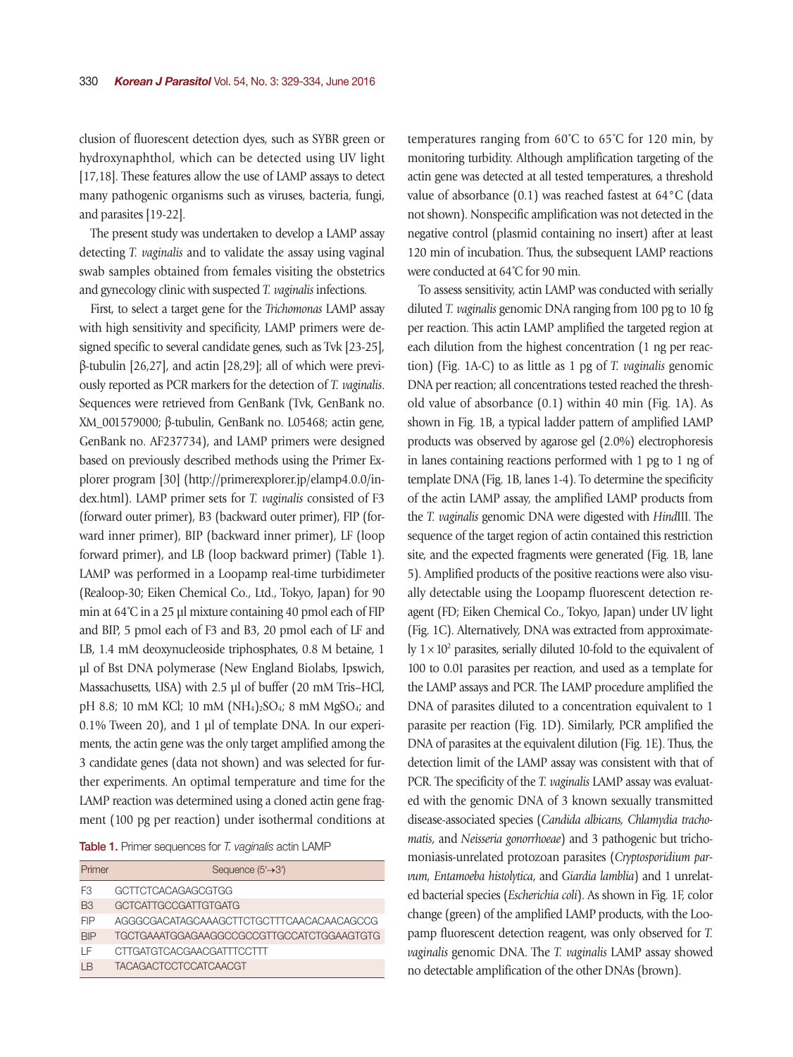clusion of fluorescent detection dyes, such as SYBR green or hydroxynaphthol, which can be detected using UV light [17,18]. These features allow the use of LAMP assays to detect many pathogenic organisms such as viruses, bacteria, fungi, and parasites [19-22].

The present study was undertaken to develop a LAMP assay detecting *T. vaginalis* and to validate the assay using vaginal swab samples obtained from females visiting the obstetrics and gynecology clinic with suspected *T. vaginalis* infections.

First, to select a target gene for the *Trichomonas* LAMP assay with high sensitivity and specificity, LAMP primers were designed specific to several candidate genes, such as Tvk [23-25], β-tubulin [26,27], and actin [28,29]; all of which were previously reported as PCR markers for the detection of *T. vaginalis*. Sequences were retrieved from GenBank (Tvk, GenBank no. XM_001579000; β-tubulin, GenBank no. L05468; actin gene, GenBank no. AF237734), and LAMP primers were designed based on previously described methods using the Primer Explorer program [30] (http://primerexplorer.jp/elamp4.0.0/index.html). LAMP primer sets for *T. vaginalis* consisted of F3 (forward outer primer), B3 (backward outer primer), FIP (forward inner primer), BIP (backward inner primer), LF (loop forward primer), and LB (loop backward primer) (Table 1). LAMP was performed in a Loopamp real-time turbidimeter (Realoop-30; Eiken Chemical Co., Ltd., Tokyo, Japan) for 90 min at 64˚C in a 25 µl mixture containing 40 pmol each of FIP and BIP, 5 pmol each of F3 and B3, 20 pmol each of LF and LB, 1.4 mM deoxynucleoside triphosphates, 0.8 M betaine, 1 µl of Bst DNA polymerase (New England Biolabs, Ipswich, Massachusetts, USA) with 2.5 µl of buffer (20 mM Tris–HCl, pH 8.8; 10 mM KCl; 10 mM $(NH_4)_2SO_4$; 8 mM $MgSO_4$; and 0.1% Tween 20), and 1 µl of template DNA. In our experiments, the actin gene was the only target amplified among the 3 candidate genes (data not shown) and was selected for further experiments. An optimal temperature and time for the LAMP reaction was determined using a cloned actin gene fragment (100 pg per reaction) under isothermal conditions at temperatures ranging from 60˚C to 65˚C for 120 min, by monitoring turbidity. Although amplification targeting of the actin gene was detected at all tested temperatures, a threshold value of absorbance (0.1) was reached fastest at 64°C (data not shown). Nonspecific amplification was not detected in the negative control (plasmid containing no insert) after at least 120 min of incubation. Thus, the subsequent LAMP reactions were conducted at 64˚C for 90 min.

**Table 1.** Primer sequences for *T. vaginalis* actin LAMP

| Primer | Sequence (5′→3′) |
|---|---|
| F3 | GCTTCTCACAGAGCGTGG |
| B3 | GCTCATTGCCGATTGTGATG |
| FIP | AGGGCGACATAGCAAAGCTTCTGCTTTCAACACAACAGCCG |
| BIP | TGCTGAAATGGAGAAGGCCGCCGTTGCCATCTGGAAGTGTG |
| LF | CTTGATGTCACGAACGATTTCCTTT |
| LB | TACAGACTCCTCCATCAACGT |

To assess sensitivity, actin LAMP was conducted with serially diluted *T. vaginalis* genomic DNA ranging from 100 pg to 10 fg per reaction. This actin LAMP amplified the targeted region at each dilution from the highest concentration (1 ng per reaction) (Fig. 1A-C) to as little as 1 pg of *T. vaginalis* genomic DNA per reaction; all concentrations tested reached the threshold value of absorbance (0.1) within 40 min (Fig. 1A). As shown in Fig. 1B, a typical ladder pattern of amplified LAMP products was observed by agarose gel (2.0%) electrophoresis in lanes containing reactions performed with 1 pg to 1 ng of template DNA (Fig. 1B, lanes 1-4). To determine the specificity of the actin LAMP assay, the amplified LAMP products from the *T. vaginalis* genomic DNA were digested with *Hind*III. The sequence of the target region of actin contained this restriction site, and the expected fragments were generated (Fig. 1B, lane 5). Amplified products of the positive reactions were also visually detectable using the Loopamp fluorescent detection reagent (FD; Eiken Chemical Co., Tokyo, Japan) under UV light (Fig. 1C). Alternatively, DNA was extracted from approximately $1 \times 10^2$ parasites, serially diluted 10-fold to the equivalent of 100 to 0.01 parasites per reaction, and used as a template for the LAMP assays and PCR. The LAMP procedure amplified the DNA of parasites diluted to a concentration equivalent to 1 parasite per reaction (Fig. 1D). Similarly, PCR amplified the DNA of parasites at the equivalent dilution (Fig. 1E). Thus, the detection limit of the LAMP assay was consistent with that of PCR. The specificity of the *T. vaginalis* LAMP assay was evaluated with the genomic DNA of 3 known sexually transmitted disease-associated species (*Candida albicans, Chlamydia trachomatis*, and *Neisseria gonorrhoeae*) and 3 pathogenic but trichomoniasis-unrelated protozoan parasites (*Cryptosporidium parvum, Entamoeba histolytica*, and *Giardia lamblia*) and 1 unrelated bacterial species (*Escherichia coli*). As shown in Fig. 1F, color change (green) of the amplified LAMP products, with the Loopamp fluorescent detection reagent, was only observed for *T. vaginalis* genomic DNA. The *T. vaginalis* LAMP assay showed no detectable amplification of the other DNAs (brown).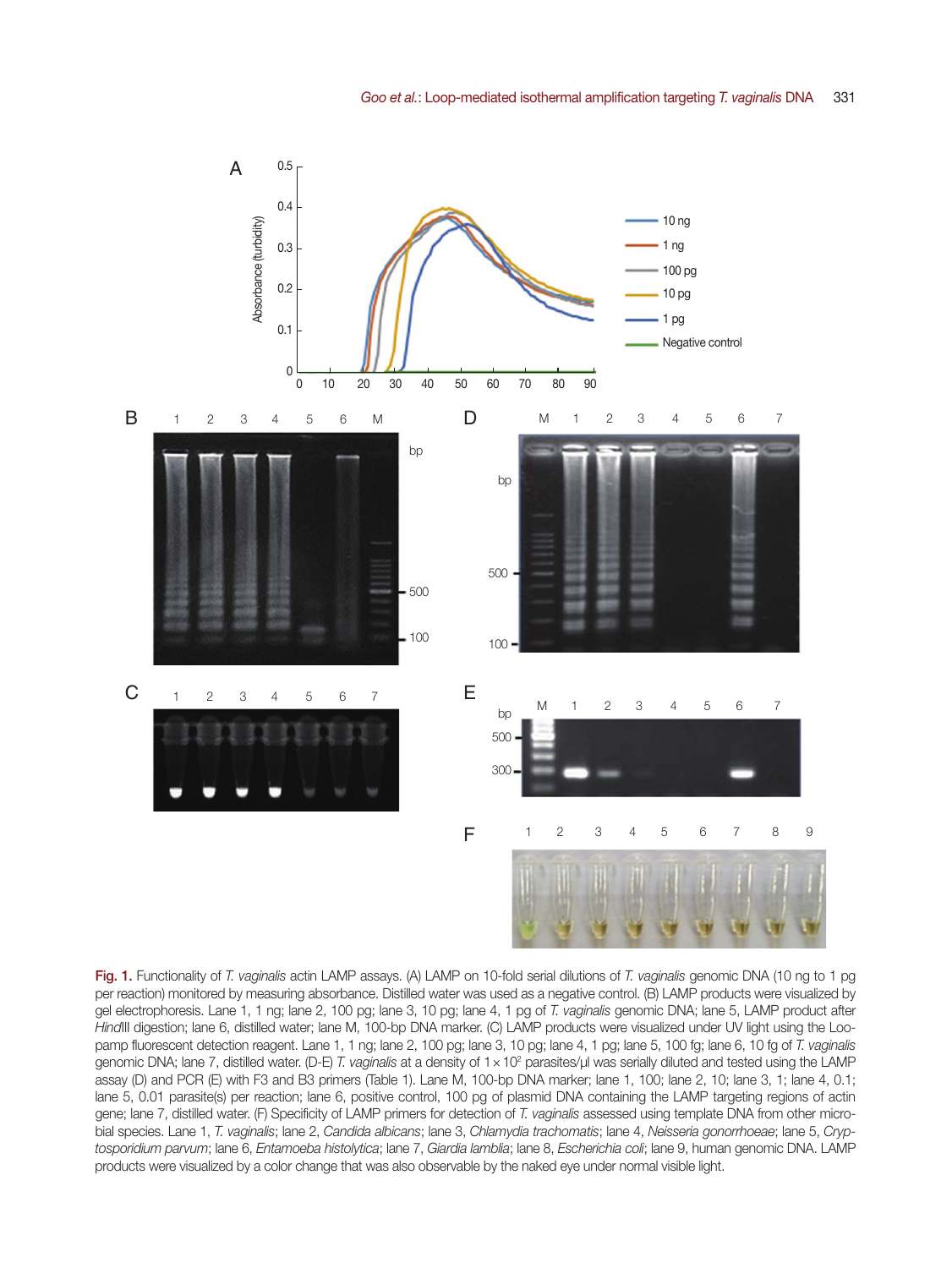**Fig. 1.** Functionality of *T. vaginalis* actin LAMP assays. (A) LAMP on 10-fold serial dilutions of *T. vaginalis* genomic DNA (10 ng to 1 pg per reaction) monitored by measuring absorbance. Distilled water was used as a negative control. (B) LAMP products were visualized by gel electrophoresis. Lane 1, 1 ng; lane 2, 100 pg; lane 3, 10 pg; lane 4, 1 pg of *T. vaginalis* genomic DNA; lane 5, LAMP product after *Hind*III digestion; lane 6, distilled water; lane M, 100-bp DNA marker. (C) LAMP products were visualized under UV light using the Loopamp fluorescent detection reagent. Lane 1, 1 ng; lane 2, 100 pg; lane 3, 10 pg; lane 4, 1 pg; lane 5, 100 fg; lane 6, 10 fg of *T. vaginalis* genomic DNA; lane 7, distilled water. (D-E) *T. vaginalis* at a density of $1 \times 10^2$ parasites/µl was serially diluted and tested using the LAMP assay (D) and PCR (E) with F3 and B3 primers (Table 1). Lane M, 100-bp DNA marker; lane 1, 100; lane 2, 10; lane 3, 1; lane 4, 0.1; lane 5, 0.01 parasite(s) per reaction; lane 6, positive control, 100 pg of plasmid DNA containing the LAMP targeting regions of actin gene; lane 7, distilled water. (F) Specificity of LAMP primers for detection of *T. vaginalis* assessed using template DNA from other microbial species. Lane 1, *T. vaginalis*; lane 2, *Candida albicans*; lane 3, *Chlamydia trachomatis*; lane 4, *Neisseria gonorrhoeae*; lane 5, *Cryptosporidium parvum*; lane 6, *Entamoeba histolytica*; lane 7, *Giardia lamblia*; lane 8, *Escherichia coli*; lane 9, human genomic DNA. LAMP products were visualized by a color change that was also observable by the naked eye under normal visible light.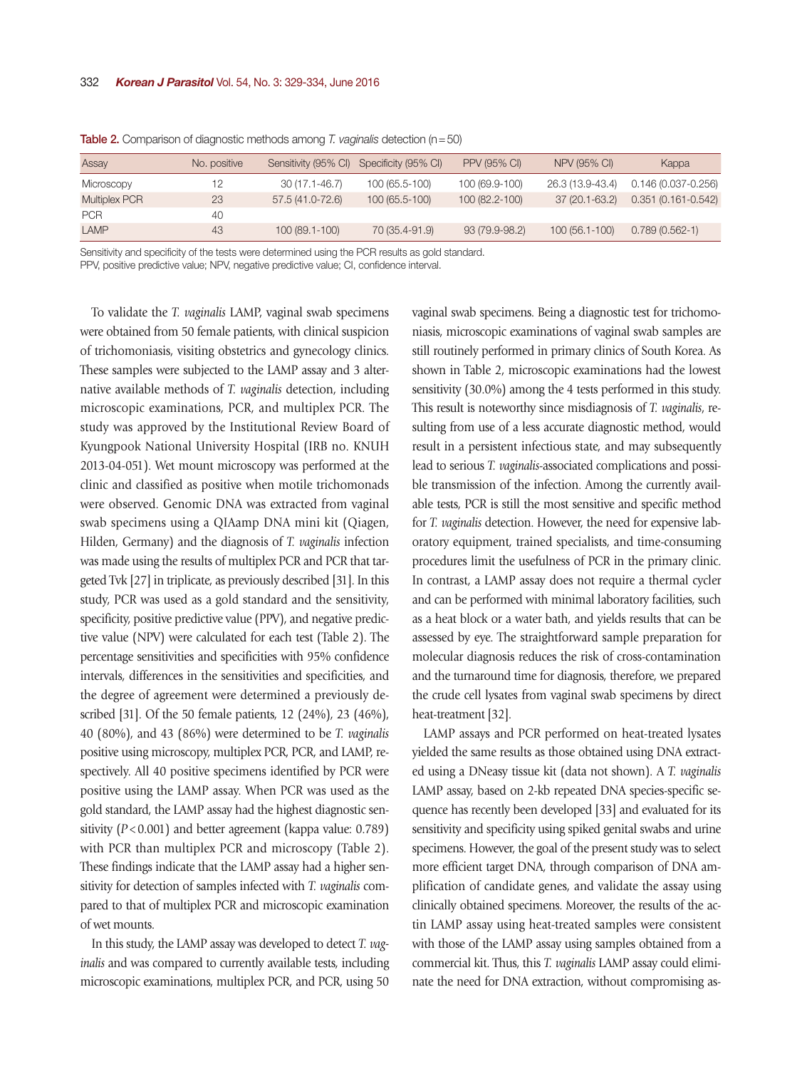**Table 2.** Comparison of diagnostic methods among *T. vaginalis* detection (n = 50)

| Assay | No. positive | Sensitivity (95% CI) | Specificity (95% CI) | PPV (95% CI) | NPV (95% CI) | Kappa |
|---|---|---|---|---|---|---|
| Microscopy | 12 | 30 (17.1-46.7) | 100 (65.5-100) | 100 (69.9-100) | 26.3 (13.9-43.4) | 0.146 (0.037-0.256) |
| Multiplex PCR | 23 | 57.5 (41.0-72.6) | 100 (65.5-100) | 100 (82.2-100) | 37 (20.1-63.2) | 0.351 (0.161-0.542) |
| PCR | 40 | | | | | |
| LAMP | 43 | 100 (89.1-100) | 70 (35.4-91.9) | 93 (79.9-98.2) | 100 (56.1-100) | 0.789 (0.562-1) |

Sensitivity and specificity of the tests were determined using the PCR results as gold standard.
PPV, positive predictive value; NPV, negative predictive value; CI, confidence interval.

To validate the *T. vaginalis* LAMP, vaginal swab specimens were obtained from 50 female patients, with clinical suspicion of trichomoniasis, visiting obstetrics and gynecology clinics. These samples were subjected to the LAMP assay and 3 alternative available methods of *T. vaginalis* detection, including microscopic examinations, PCR, and multiplex PCR. The study was approved by the Institutional Review Board of Kyungpook National University Hospital (IRB no. KNUH 2013-04-051). Wet mount microscopy was performed at the clinic and classified as positive when motile trichomonads were observed. Genomic DNA was extracted from vaginal swab specimens using a QIAamp DNA mini kit (Qiagen, Hilden, Germany) and the diagnosis of *T. vaginalis* infection was made using the results of multiplex PCR and PCR that targeted Tvk [27] in triplicate, as previously described [31]. In this study, PCR was used as a gold standard and the sensitivity, specificity, positive predictive value (PPV), and negative predictive value (NPV) were calculated for each test (Table 2). The percentage sensitivities and specificities with 95% confidence intervals, differences in the sensitivities and specificities, and the degree of agreement were determined a previously described [31]. Of the 50 female patients, 12 (24%), 23 (46%), 40 (80%), and 43 (86%) were determined to be *T. vaginalis* positive using microscopy, multiplex PCR, PCR, and LAMP, respectively. All 40 positive specimens identified by PCR were positive using the LAMP assay. When PCR was used as the gold standard, the LAMP assay had the highest diagnostic sensitivity ($P < 0.001$) and better agreement (kappa value: 0.789) with PCR than multiplex PCR and microscopy (Table 2). These findings indicate that the LAMP assay had a higher sensitivity for detection of samples infected with *T. vaginalis* compared to that of multiplex PCR and microscopic examination of wet mounts.

In this study, the LAMP assay was developed to detect *T. vaginalis* and was compared to currently available tests, including microscopic examinations, multiplex PCR, and PCR, using 50 vaginal swab specimens. Being a diagnostic test for trichomoniasis, microscopic examinations of vaginal swab samples are still routinely performed in primary clinics of South Korea. As shown in Table 2, microscopic examinations had the lowest sensitivity (30.0%) among the 4 tests performed in this study. This result is noteworthy since misdiagnosis of *T. vaginalis*, resulting from use of a less accurate diagnostic method, would result in a persistent infectious state, and may subsequently lead to serious *T. vaginalis*-associated complications and possible transmission of the infection. Among the currently available tests, PCR is still the most sensitive and specific method for *T. vaginalis* detection. However, the need for expensive laboratory equipment, trained specialists, and time-consuming procedures limit the usefulness of PCR in the primary clinic. In contrast, a LAMP assay does not require a thermal cycler and can be performed with minimal laboratory facilities, such as a heat block or a water bath, and yields results that can be assessed by eye. The straightforward sample preparation for molecular diagnosis reduces the risk of cross-contamination and the turnaround time for diagnosis, therefore, we prepared the crude cell lysates from vaginal swab specimens by direct heat-treatment [32].

LAMP assays and PCR performed on heat-treated lysates yielded the same results as those obtained using DNA extracted using a DNeasy tissue kit (data not shown). A *T. vaginalis* LAMP assay, based on 2-kb repeated DNA species-specific sequence has recently been developed [33] and evaluated for its sensitivity and specificity using spiked genital swabs and urine specimens. However, the goal of the present study was to select more efficient target DNA, through comparison of DNA amplification of candidate genes, and validate the assay using clinically obtained specimens. Moreover, the results of the actin LAMP assay using heat-treated samples were consistent with those of the LAMP assay using samples obtained from a commercial kit. Thus, this *T. vaginalis* LAMP assay could eliminate the need for DNA extraction, without compromising as-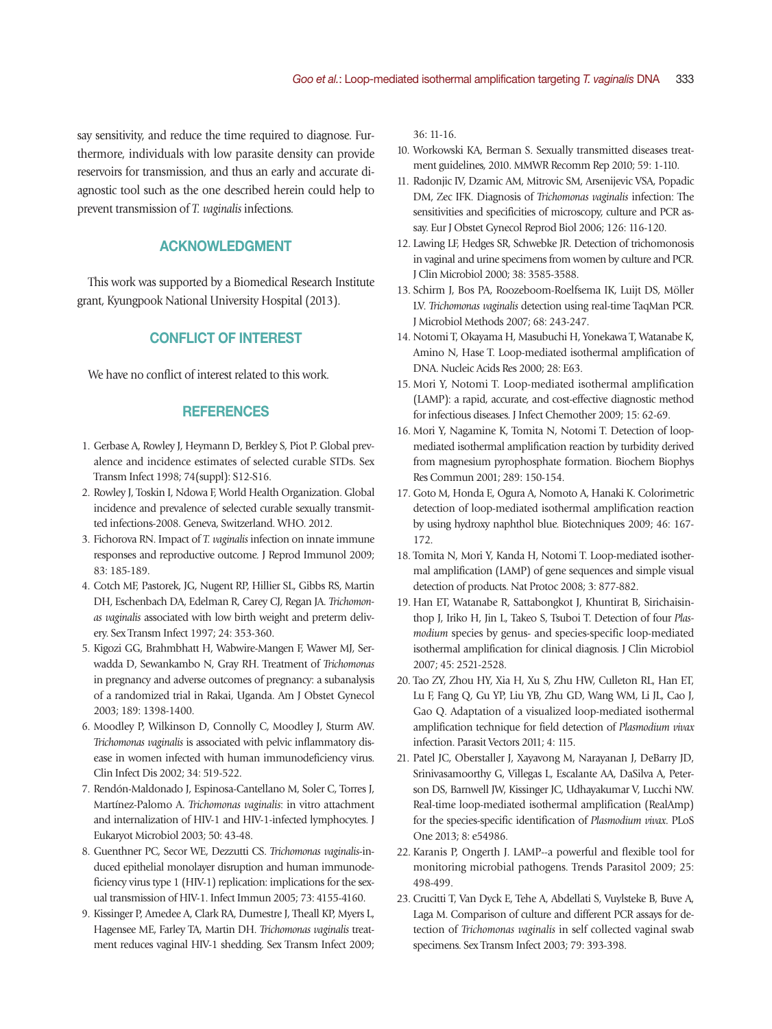say sensitivity, and reduce the time required to diagnose. Furthermore, individuals with low parasite density can provide reservoirs for transmission, and thus an early and accurate diagnostic tool such as the one described herein could help to prevent transmission of *T. vaginalis* infections.

## ACKNOWLEDGMENT

This work was supported by a Biomedical Research Institute grant, Kyungpook National University Hospital (2013).

## CONFLICT OF INTEREST

We have no conflict of interest related to this work.

## REFERENCES

1. Gerbase A, Rowley J, Heymann D, Berkley S, Piot P. Global prevalence and incidence estimates of selected curable STDs. Sex Transm Infect 1998; 74(suppl): S12-S16.
2. Rowley J, Toskin I, Ndowa F, World Health Organization. Global incidence and prevalence of selected curable sexually transmitted infections-2008. Geneva, Switzerland. WHO. 2012.
3. Fichorova RN. Impact of *T. vaginalis* infection on innate immune responses and reproductive outcome. J Reprod Immunol 2009; 83: 185-189.
4. Cotch MF, Pastorek, JG, Nugent RP, Hillier SL, Gibbs RS, Martin DH, Eschenbach DA, Edelman R, Carey CJ, Regan JA. *Trichomonas vaginalis* associated with low birth weight and preterm delivery. Sex Transm Infect 1997; 24: 353-360.
5. Kigozi GG, Brahmbhatt H, Wabwire-Mangen F, Wawer MJ, Serwadda D, Sewankambo N, Gray RH. Treatment of *Trichomonas* in pregnancy and adverse outcomes of pregnancy: a subanalysis of a randomized trial in Rakai, Uganda. Am J Obstet Gynecol 2003; 189: 1398-1400.
6. Moodley P, Wilkinson D, Connolly C, Moodley J, Sturm AW. *Trichomonas vaginalis* is associated with pelvic inflammatory disease in women infected with human immunodeficiency virus. Clin Infect Dis 2002; 34: 519-522.
7. Rendón-Maldonado J, Espinosa-Cantellano M, Soler C, Torres J, Martínez-Palomo A. *Trichomonas vaginalis*: in vitro attachment and internalization of HIV-1 and HIV-1-infected lymphocytes. J Eukaryot Microbiol 2003; 50: 43-48.
8. Guenthner PC, Secor WE, Dezzutti CS. *Trichomonas vaginalis*-induced epithelial monolayer disruption and human immunodeficiency virus type 1 (HIV-1) replication: implications for the sexual transmission of HIV-1. Infect Immun 2005; 73: 4155-4160.
9. Kissinger P, Amedee A, Clark RA, Dumestre J, Theall KP, Myers L, Hagensee ME, Farley TA, Martin DH. *Trichomonas vaginalis* treatment reduces vaginal HIV-1 shedding. Sex Transm Infect 2009; 36: 11-16.
10. Workowski KA, Berman S. Sexually transmitted diseases treatment guidelines, 2010. MMWR Recomm Rep 2010; 59: 1-110.
11. Radonjic IV, Dzamic AM, Mitrovic SM, Arsenijevic VSA, Popadic DM, Zec IFK. Diagnosis of *Trichomonas vaginalis* infection: The sensitivities and specificities of microscopy, culture and PCR assay. Eur J Obstet Gynecol Reprod Biol 2006; 126: 116-120.
12. Lawing LF, Hedges SR, Schwebke JR. Detection of trichomonosis in vaginal and urine specimens from women by culture and PCR. J Clin Microbiol 2000; 38: 3585-3588.
13. Schirm J, Bos PA, Roozeboom-Roelfsema IK, Luijt DS, Möller LV. *Trichomonas vaginalis* detection using real-time TaqMan PCR. J Microbiol Methods 2007; 68: 243-247.
14. Notomi T, Okayama H, Masubuchi H, Yonekawa T, Watanabe K, Amino N, Hase T. Loop-mediated isothermal amplification of DNA. Nucleic Acids Res 2000; 28: E63.
15. Mori Y, Notomi T. Loop-mediated isothermal amplification (LAMP): a rapid, accurate, and cost-effective diagnostic method for infectious diseases. J Infect Chemother 2009; 15: 62-69.
16. Mori Y, Nagamine K, Tomita N, Notomi T. Detection of loop-mediated isothermal amplification reaction by turbidity derived from magnesium pyrophosphate formation. Biochem Biophys Res Commun 2001; 289: 150-154.
17. Goto M, Honda E, Ogura A, Nomoto A, Hanaki K. Colorimetric detection of loop-mediated isothermal amplification reaction by using hydroxy naphthol blue. Biotechniques 2009; 46: 167-172.
18. Tomita N, Mori Y, Kanda H, Notomi T. Loop-mediated isothermal amplification (LAMP) of gene sequences and simple visual detection of products. Nat Protoc 2008; 3: 877-882.
19. Han ET, Watanabe R, Sattabongkot J, Khuntirat B, Sirichaisinthop J, Iriko H, Jin L, Takeo S, Tsuboi T. Detection of four *Plasmodium* species by genus- and species-specific loop-mediated isothermal amplification for clinical diagnosis. J Clin Microbiol 2007; 45: 2521-2528.
20. Tao ZY, Zhou HY, Xia H, Xu S, Zhu HW, Culleton RL, Han ET, Lu F, Fang Q, Gu YP, Liu YB, Zhu GD, Wang WM, Li JL, Cao J, Gao Q. Adaptation of a visualized loop-mediated isothermal amplification technique for field detection of *Plasmodium vivax* infection. Parasit Vectors 2011; 4: 115.
21. Patel JC, Oberstaller J, Xayavong M, Narayanan J, DeBarry JD, Srinivasamoorthy G, Villegas L, Escalante AA, DaSilva A, Peterson DS, Barnwell JW, Kissinger JC, Udhayakumar V, Lucchi NW. Real-time loop-mediated isothermal amplification (RealAmp) for the species-specific identification of *Plasmodium vivax*. PLoS One 2013; 8: e54986.
22. Karanis P, Ongerth J. LAMP--a powerful and flexible tool for monitoring microbial pathogens. Trends Parasitol 2009; 25: 498-499.
23. Crucitti T, Van Dyck E, Tehe A, Abdellati S, Vuylsteke B, Buve A, Laga M. Comparison of culture and different PCR assays for detection of *Trichomonas vaginalis* in self collected vaginal swab specimens. Sex Transm Infect 2003; 79: 393-398.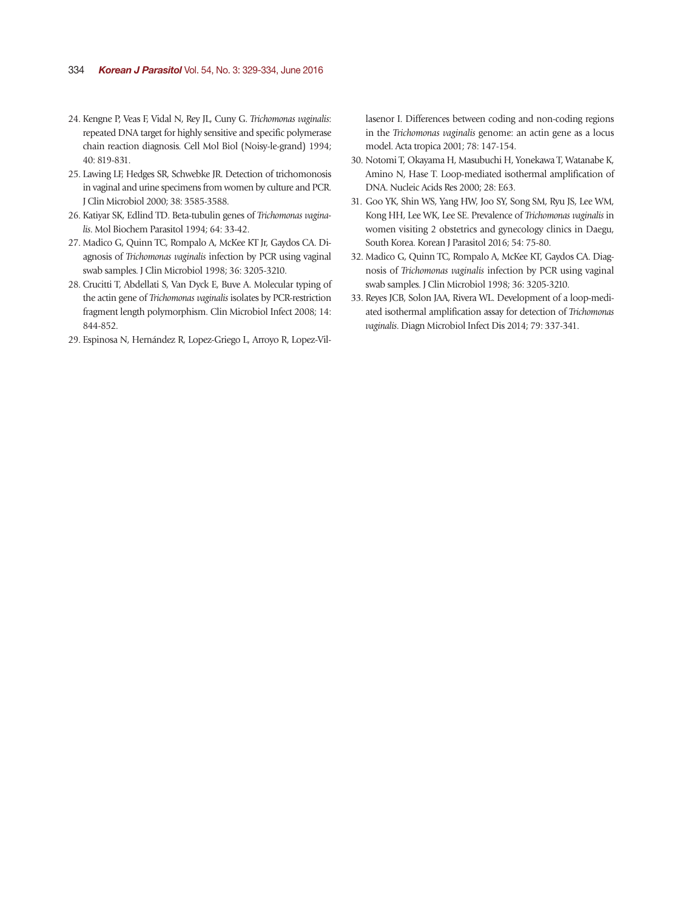24. Kengne P, Veas F, Vidal N, Rey JL, Cuny G. *Trichomonas vaginalis*: repeated DNA target for highly sensitive and specific polymerase chain reaction diagnosis. Cell Mol Biol (Noisy-le-grand) 1994; 40: 819-831.
25. Lawing LF, Hedges SR, Schwebke JR. Detection of trichomonosis in vaginal and urine specimens from women by culture and PCR. J Clin Microbiol 2000; 38: 3585-3588.
26. Katiyar SK, Edlind TD. Beta-tubulin genes of *Trichomonas vaginalis*. Mol Biochem Parasitol 1994; 64: 33-42.
27. Madico G, Quinn TC, Rompalo A, McKee KT Jr, Gaydos CA. Diagnosis of *Trichomonas vaginalis* infection by PCR using vaginal swab samples. J Clin Microbiol 1998; 36: 3205-3210.
28. Crucitti T, Abdellati S, Van Dyck E, Buve A. Molecular typing of the actin gene of *Trichomonas vaginalis* isolates by PCR-restriction fragment length polymorphism. Clin Microbiol Infect 2008; 14: 844-852.
29. Espinosa N, Hernández R, Lopez-Griego L, Arroyo R, Lopez-Villasenor I. Differences between coding and non-coding regions in the *Trichomonas vaginalis* genome: an actin gene as a locus model. Acta tropica 2001; 78: 147-154.
30. Notomi T, Okayama H, Masubuchi H, Yonekawa T, Watanabe K, Amino N, Hase T. Loop-mediated isothermal amplification of DNA. Nucleic Acids Res 2000; 28: E63.
31. Goo YK, Shin WS, Yang HW, Joo SY, Song SM, Ryu JS, Lee WM, Kong HH, Lee WK, Lee SE. Prevalence of *Trichomonas vaginalis* in women visiting 2 obstetrics and gynecology clinics in Daegu, South Korea. Korean J Parasitol 2016; 54: 75-80.
32. Madico G, Quinn TC, Rompalo A, McKee KT, Gaydos CA. Diagnosis of *Trichomonas vaginalis* infection by PCR using vaginal swab samples. J Clin Microbiol 1998; 36: 3205-3210.
33. Reyes JCB, Solon JAA, Rivera WL. Development of a loop-mediated isothermal amplification assay for detection of *Trichomonas vaginalis*. Diagn Microbiol Infect Dis 2014; 79: 337-341.